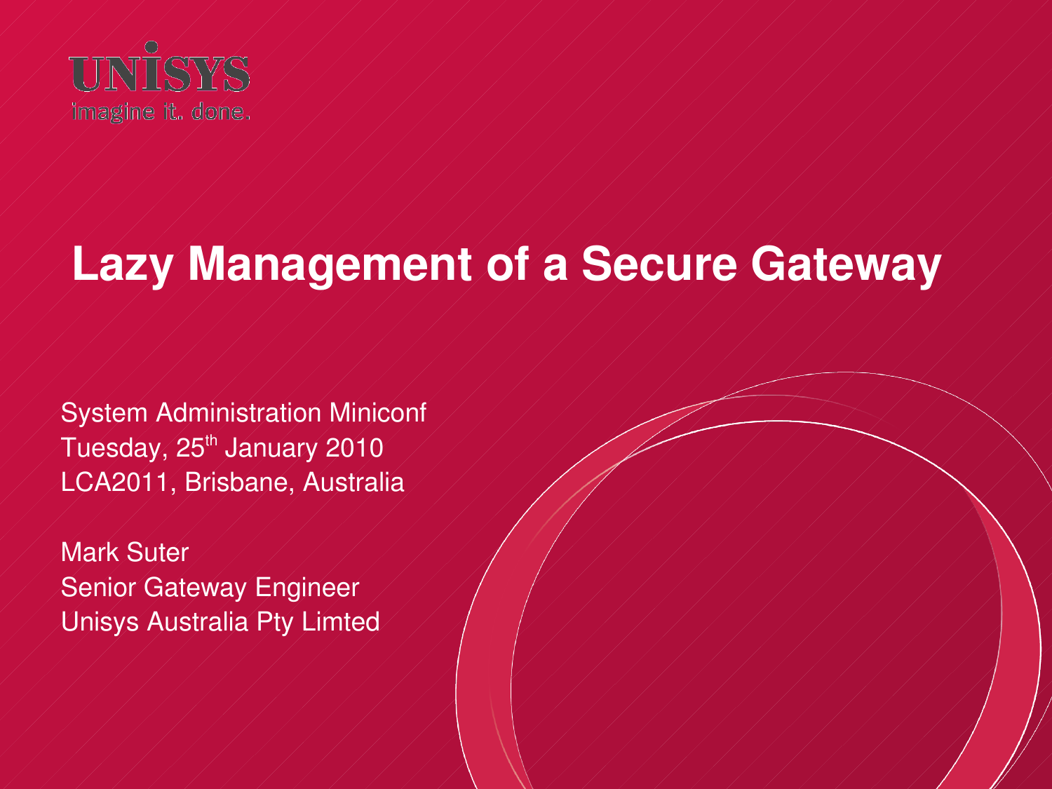UNISYS

imagine it. done.

# Lazy Management of a Secure Gateway

System Administration Miniconf
Tuesday, 25th January 2010
LCA2011, Brisbane, Australia

Mark Suter
Senior Gateway Engineer
Unisys Australia Pty Limted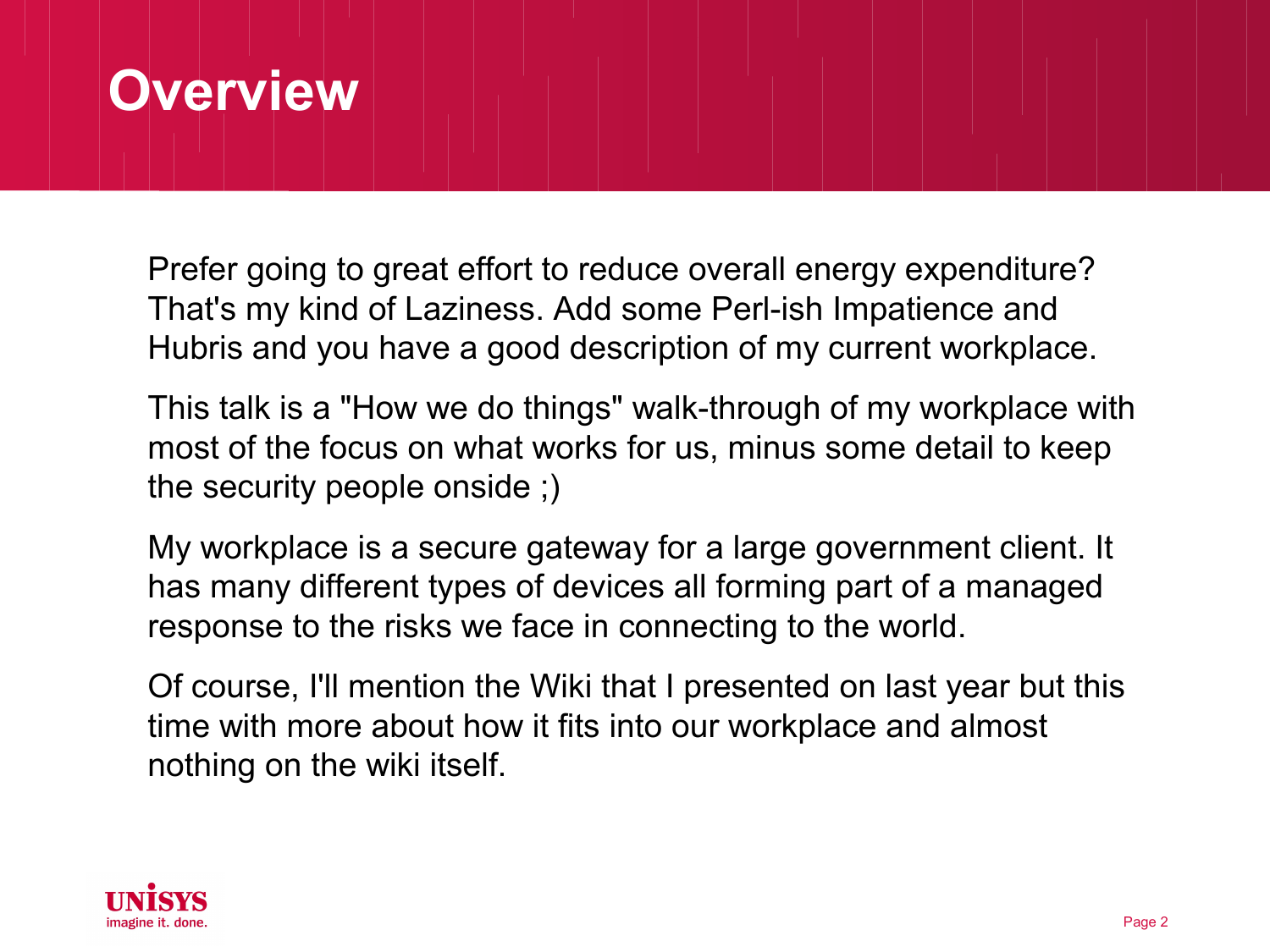# Overview

Prefer going to great effort to reduce overall energy expenditure? That's my kind of Laziness. Add some Perl-ish Impatience and Hubris and you have a good description of my current workplace.

This talk is a "How we do things" walk-through of my workplace with most of the focus on what works for us, minus some detail to keep the security people onside ;)

My workplace is a secure gateway for a large government client. It has many different types of devices all forming part of a managed response to the risks we face in connecting to the world.

Of course, I'll mention the Wiki that I presented on last year but this time with more about how it fits into our workplace and almost nothing on the wiki itself.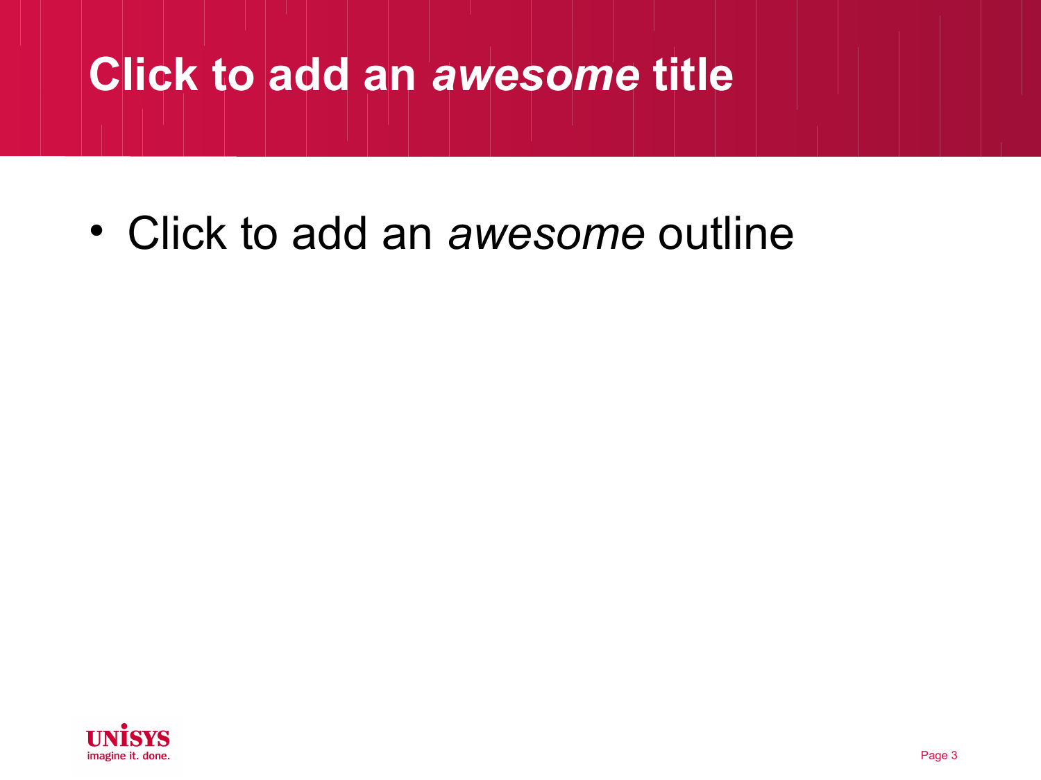# Click to add an *awesome* title

- Click to add an *awesome* outline

UNISYS
imagine it. done.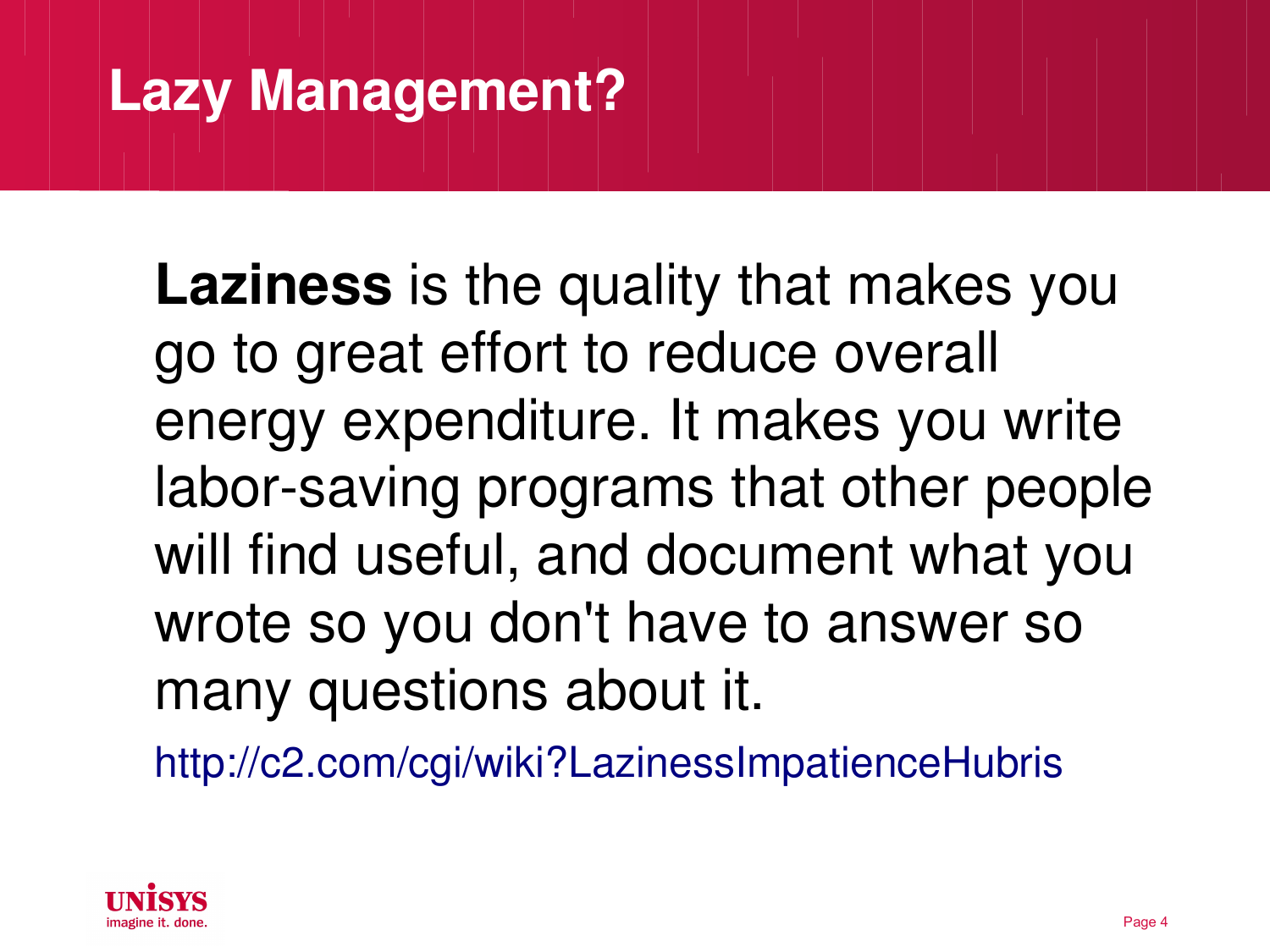# Lazy Management?

**Laziness** is the quality that makes you go to great effort to reduce overall energy expenditure. It makes you write labor-saving programs that other people will find useful, and document what you wrote so you don't have to answer so many questions about it.

http://c2.com/cgi/wiki?LazinessImpatienceHubris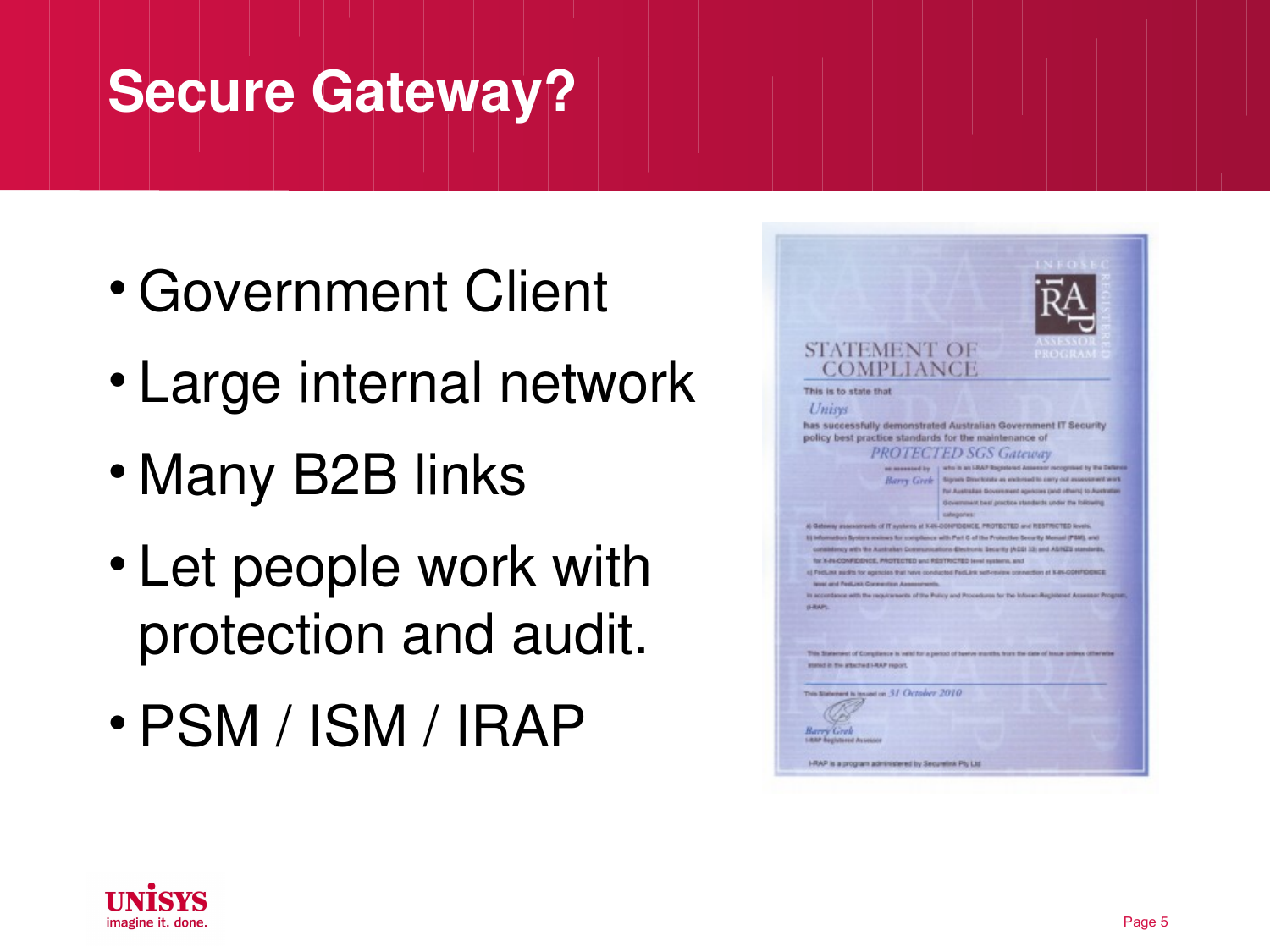# Secure Gateway?

- Government Client
- Large internal network
- Many B2B links
- Let people work with protection and audit.
- PSM / ISM / IRAP

STATEMENT OF COMPLIANCE

This is to state that

*Unisys*

has successfully demonstrated Australian Government IT Security policy best practice standards for the maintenance of

*PROTECTED SGS Gateway*

as assessed by *Barry Grek* who is an I-RAP Registered Assessor recognised by the Defence Signals Directorate as endorsed to carry out assessment work for Australian Government agencies (and others) to Australian Government best practice standards under the following categories:

a) Gateway assessments of IT systems at X-IN-CONFIDENCE, PROTECTED and RESTRICTED levels,
b) Information Systems reviews for compliance with Part C of the Protective Security Manual (PSM), and consistency with the Australian Communications-Electronic Security (ACSI 33) and AS/NZS standards, for X-IN-CONFIDENCE, PROTECTED and RESTRICTED level systems, and
c) FedLink audits for agencies that have conducted FedLink self-review connection at X-IN-CONFIDENCE level and FedLink Connection Assessments.

In accordance with the requirements of the Policy and Procedures for the Infosec-Registered Assessor Program (I-RAP).

This Statement of Compliance is valid for a period of twelve months from the date of issue unless otherwise stated in the attached I-RAP report.

This Statement is issued on *31 October 2010*

*Barry Grek*
I-RAP Registered Assessor

I-RAP is a program administered by Securelink Pty Ltd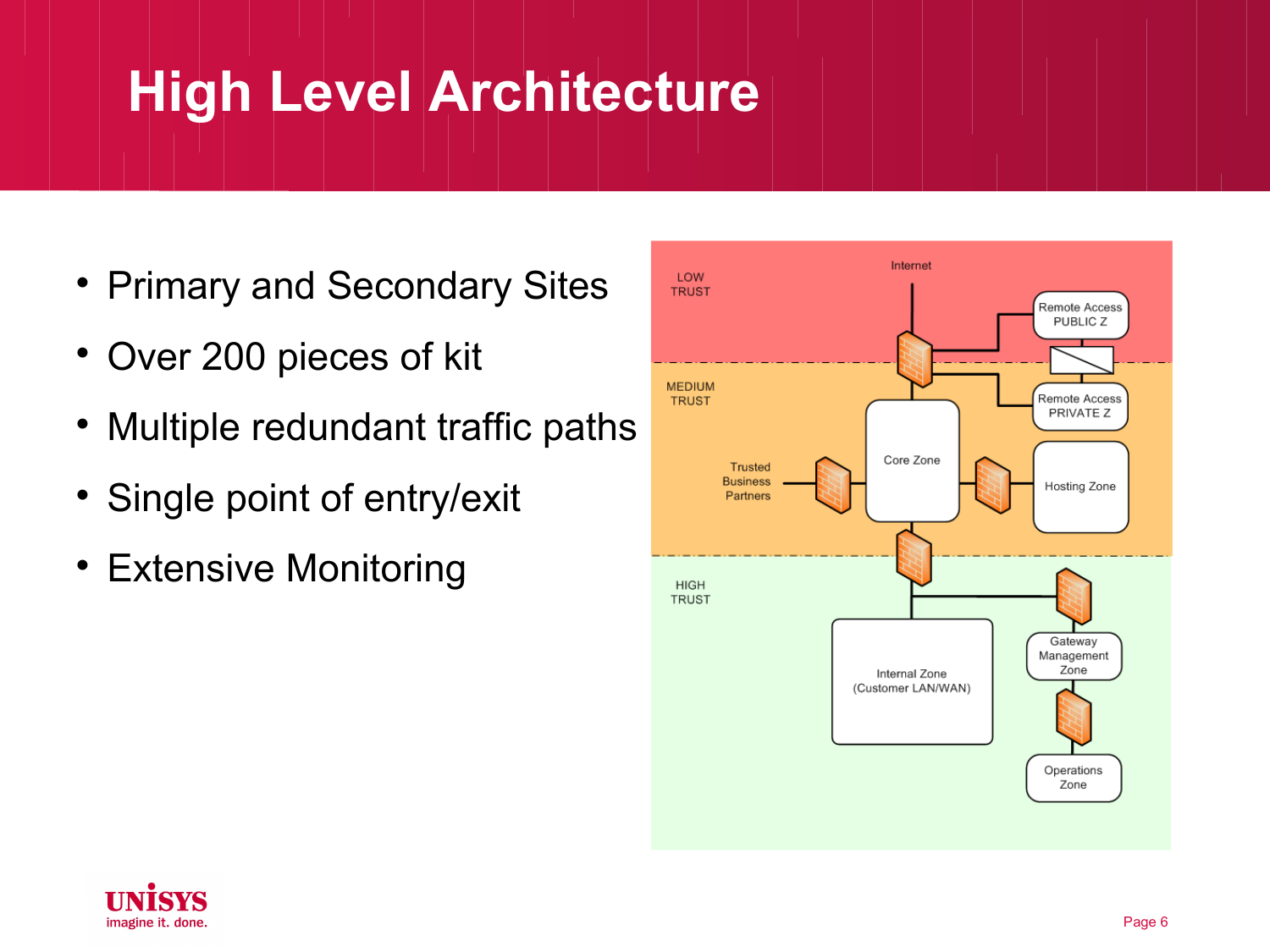# High Level Architecture

- Primary and Secondary Sites
- Over 200 pieces of kit
- Multiple redundant traffic paths
- Single point of entry/exit
- Extensive Monitoring

LOW TRUST

Internet

Remote Access PUBLIC Z

MEDIUM TRUST

Remote Access PRIVATE Z

Trusted Business Partners

Core Zone

Hosting Zone

HIGH TRUST

Internal Zone (Customer LAN/WAN)

Gateway Management Zone

Operations Zone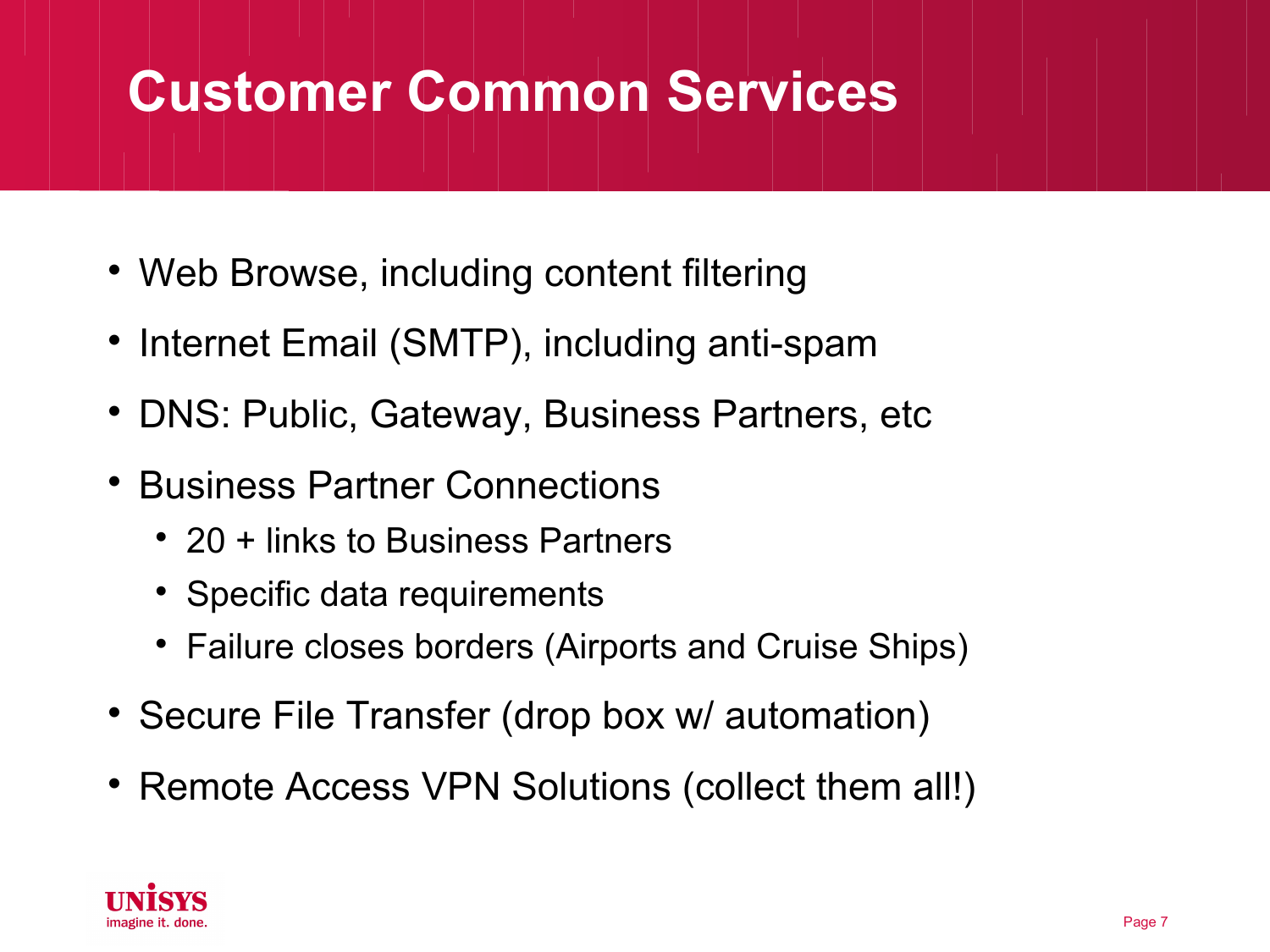# Customer Common Services

- Web Browse, including content filtering
- Internet Email (SMTP), including anti-spam
- DNS: Public, Gateway, Business Partners, etc
- Business Partner Connections
  - 20 + links to Business Partners
  - Specific data requirements
  - Failure closes borders (Airports and Cruise Ships)
- Secure File Transfer (drop box w/ automation)
- Remote Access VPN Solutions (collect them all!)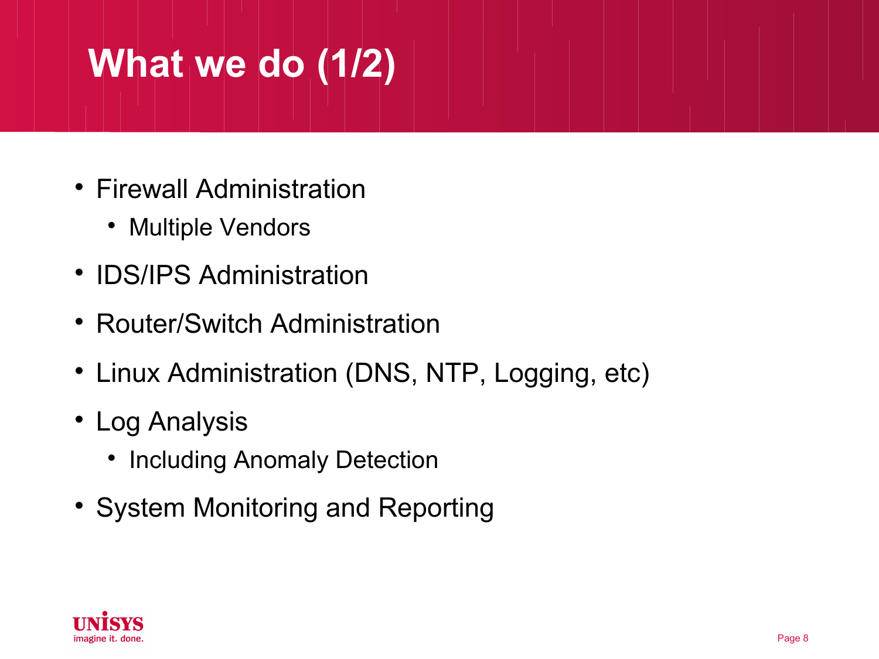# What we do (1/2)

- Firewall Administration
  - Multiple Vendors
- IDS/IPS Administration
- Router/Switch Administration
- Linux Administration (DNS, NTP, Logging, etc)
- Log Analysis
  - Including Anomaly Detection
- System Monitoring and Reporting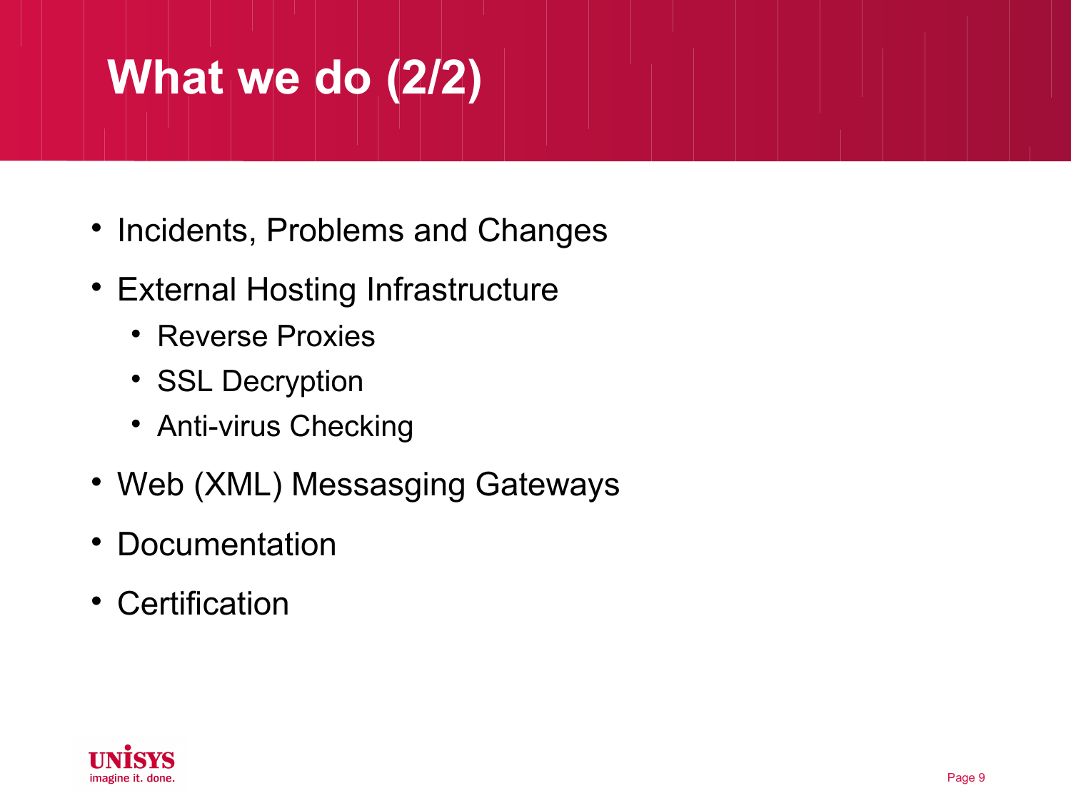# What we do (2/2)

- Incidents, Problems and Changes
- External Hosting Infrastructure
  - Reverse Proxies
  - SSL Decryption
  - Anti-virus Checking
- Web (XML) Messasging Gateways
- Documentation
- Certification

UNISYS
imagine it. done.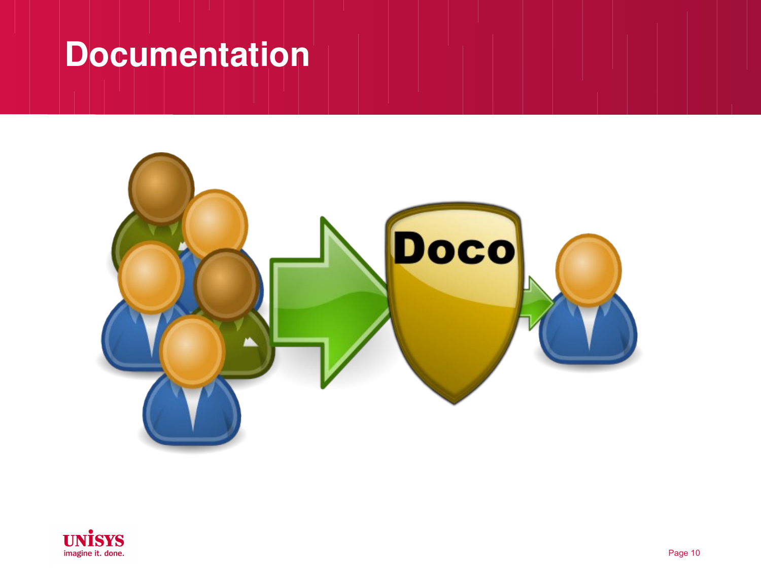# Documentation

Doco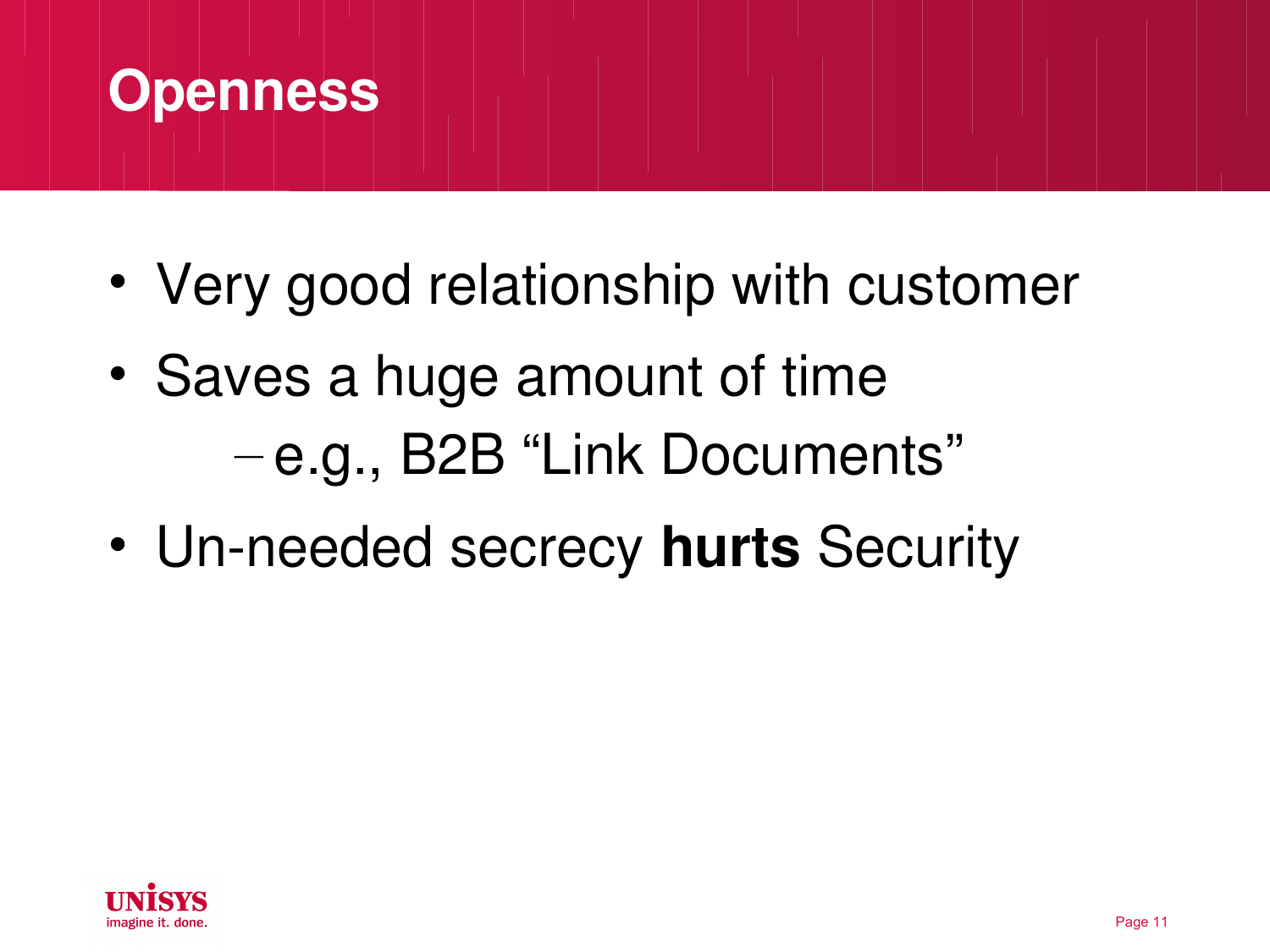# Openness

- Very good relationship with customer
- Saves a huge amount of time
  - e.g., B2B “Link Documents”
- Un-needed secrecy **hurts** Security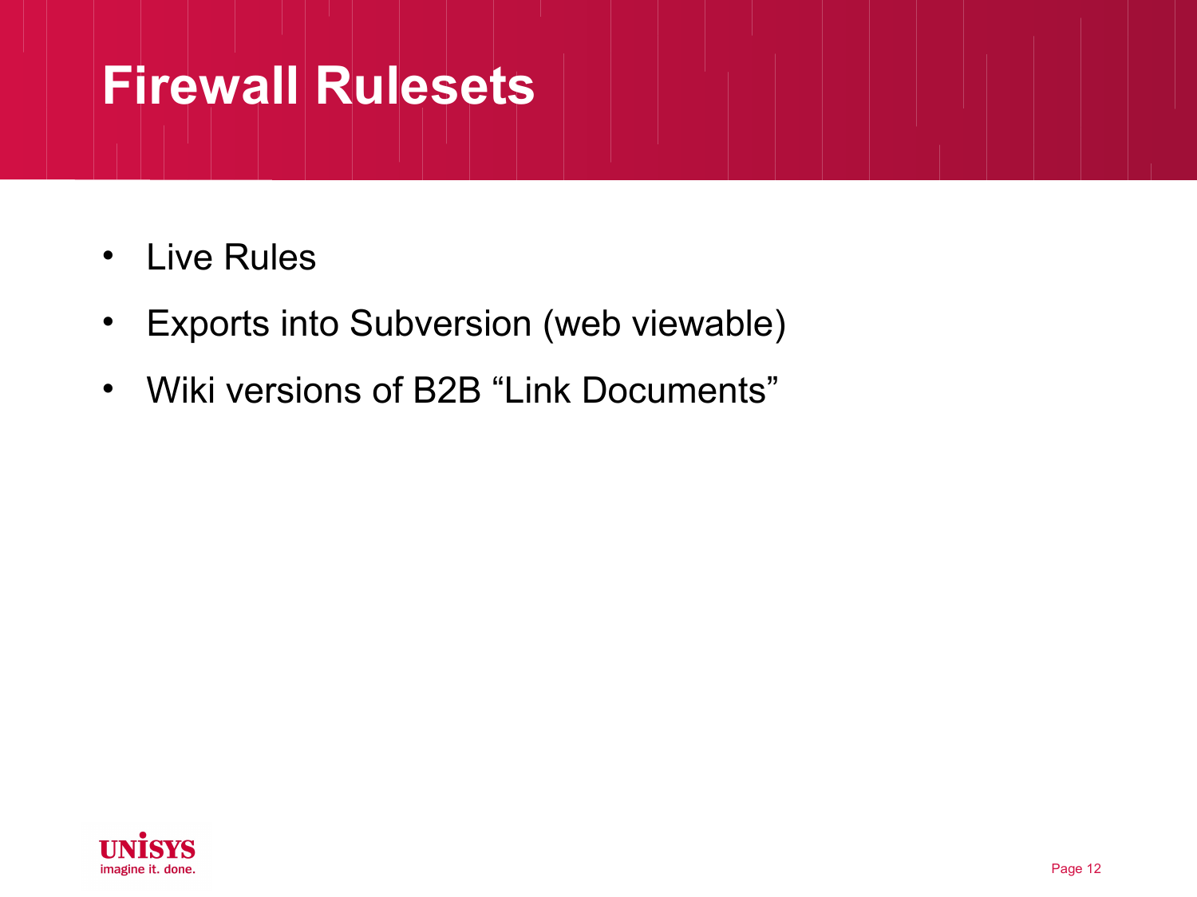# Firewall Rulesets

- Live Rules
- Exports into Subversion (web viewable)
- Wiki versions of B2B “Link Documents”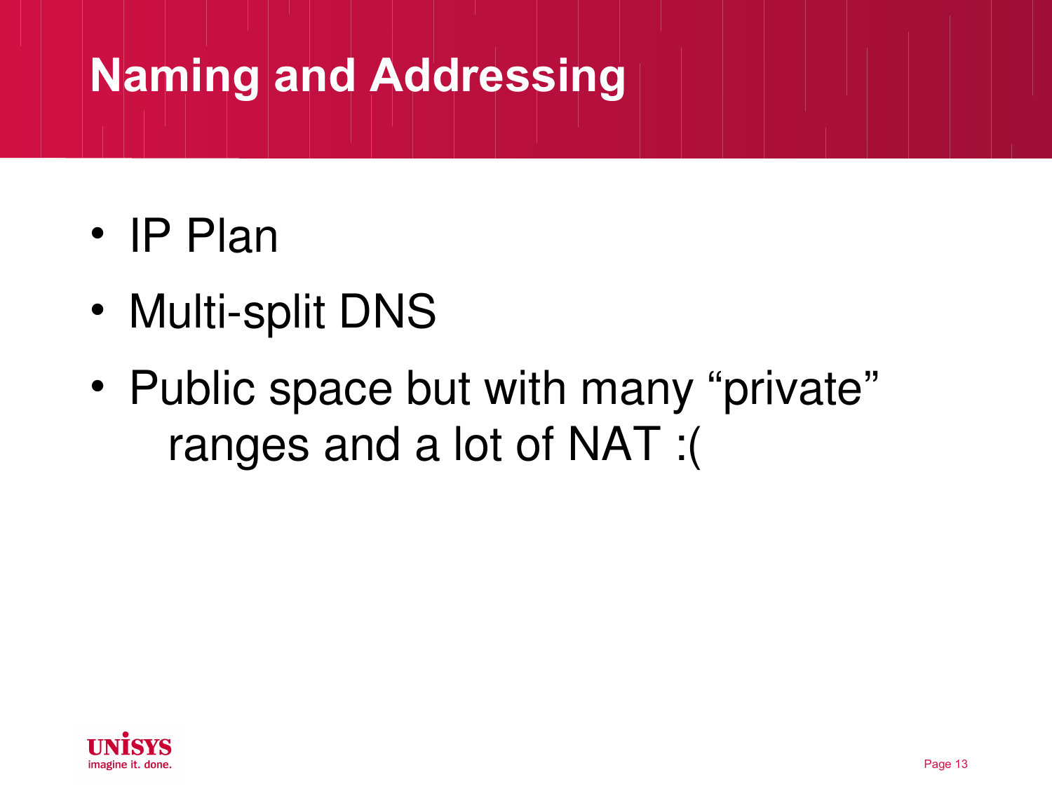# Naming and Addressing

- IP Plan
- Multi-split DNS
- Public space but with many “private” ranges and a lot of NAT :(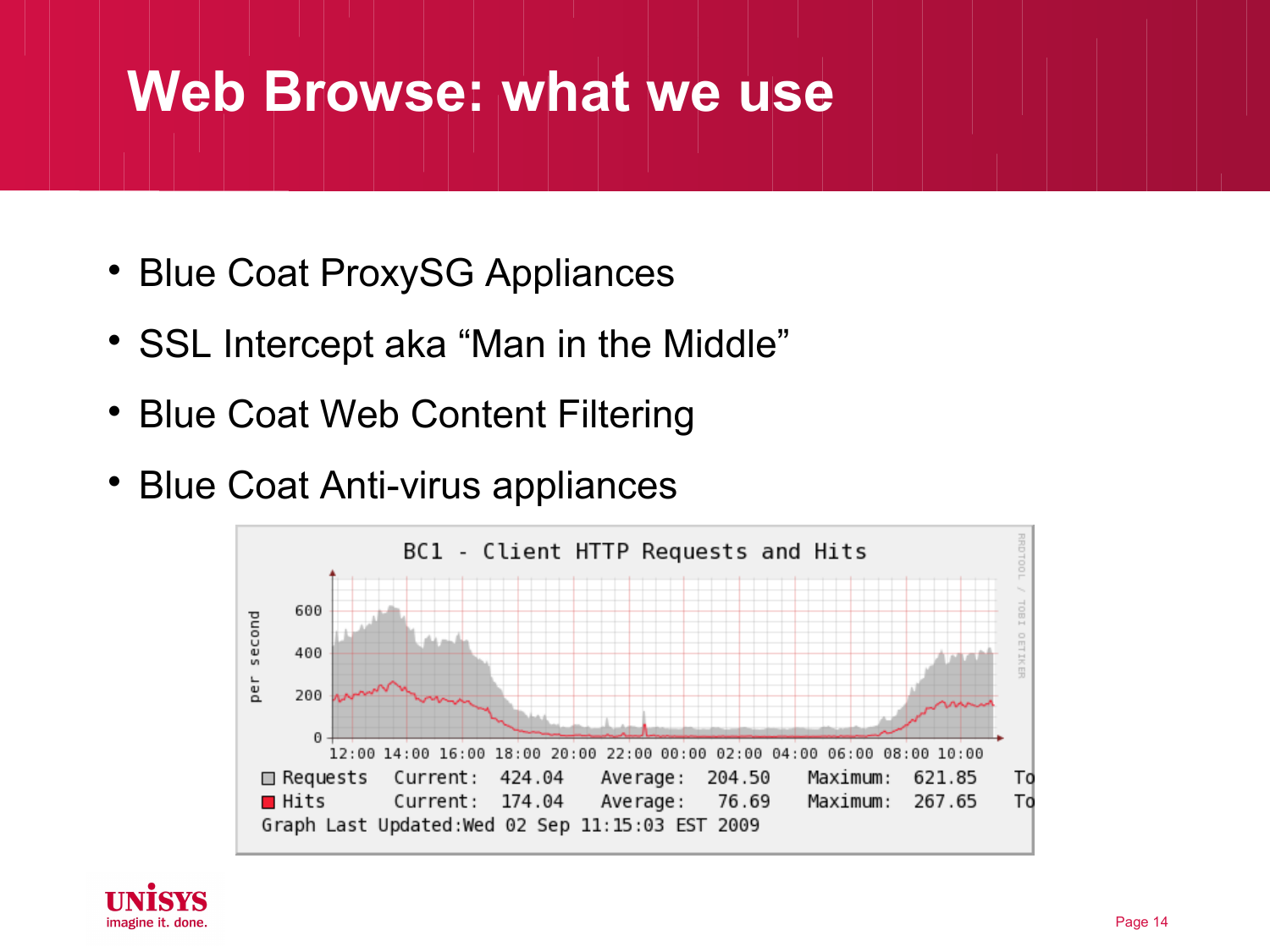# Web Browse: what we use

- Blue Coat ProxySG Appliances
- SSL Intercept aka “Man in the Middle”
- Blue Coat Web Content Filtering
- Blue Coat Anti-virus appliances

BC1 - Client HTTP Requests and Hits

| | | | | | | |
|---|---|---|---|---|---|---|
| Requests | Current: | 424.04 | Average: | 204.50 | Maximum: | 621.85 |
| Hits | Current: | 174.04 | Average: | 76.69 | Maximum: | 267.65 |

Graph Last Updated:Wed 02 Sep 11:15:03 EST 2009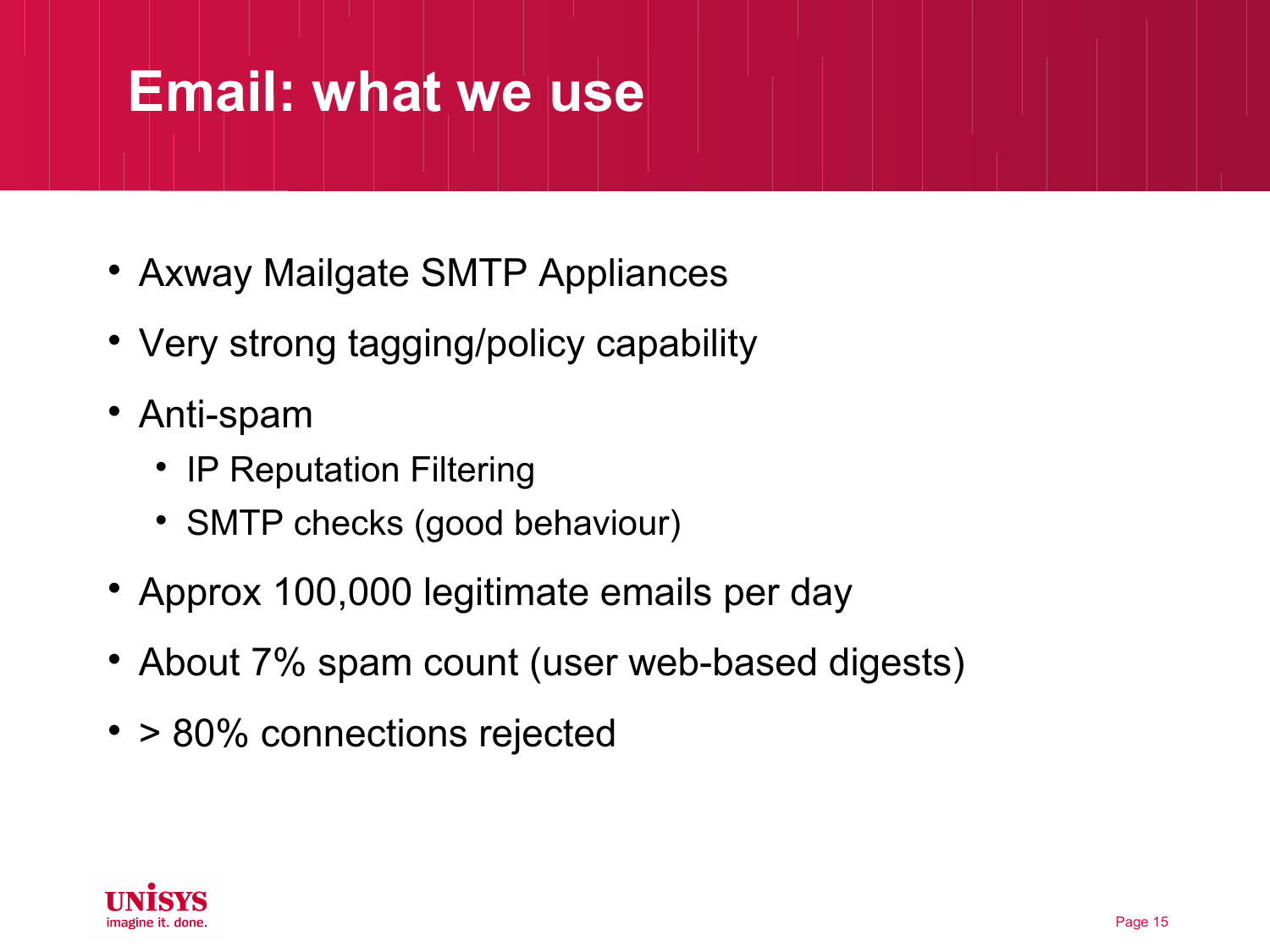# Email: what we use

- Axway Mailgate SMTP Appliances
- Very strong tagging/policy capability
- Anti-spam
  - IP Reputation Filtering
  - SMTP checks (good behaviour)
- Approx 100,000 legitimate emails per day
- About 7% spam count (user web-based digests)
- > 80% connections rejected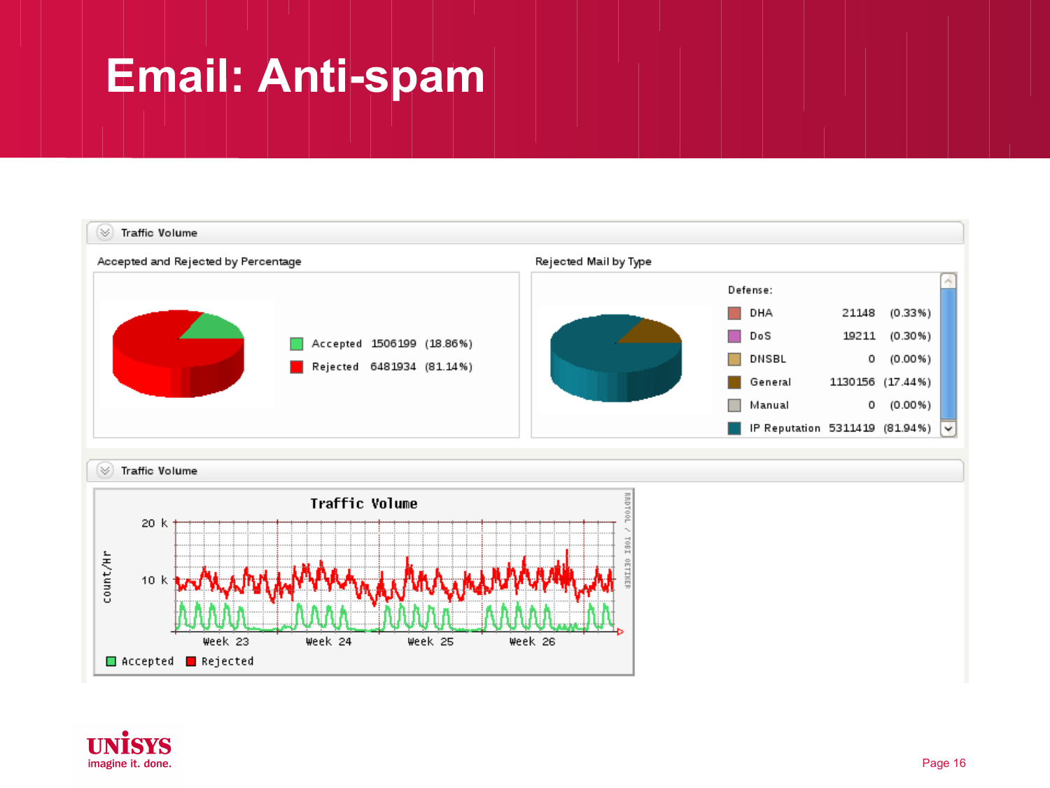# Email: Anti-spam

## Traffic Volume

**Accepted and Rejected by Percentage**

| | Count | Percentage |
|---|---|---|
| Accepted | 1506199 | (18.86%) |
| Rejected | 6481934 | (81.14%) |

**Rejected Mail by Type**

Defense:

| Type | Count | Percentage |
|---|---|---|
| DHA | 21148 | (0.33%) |
| DoS | 19211 | (0.30%) |
| DNSBL | 0 | (0.00%) |
| General | 1130156 | (17.44%) |
| Manual | 0 | (0.00%) |
| IP Reputation | 5311419 | (81.94%) |

## Traffic Volume

Traffic Volume

count/Hr: 20 k, 10 k

Week 23, Week 24, Week 25, Week 26

Accepted Rejected

RRDTOOL / TOBI OETIKER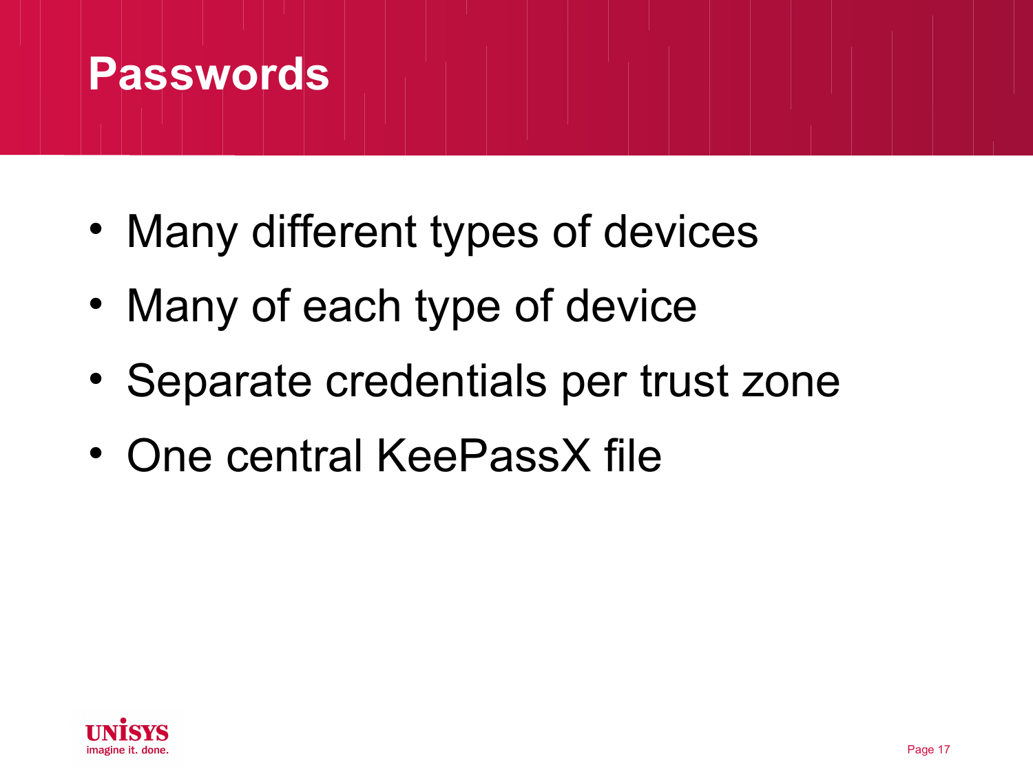# Passwords

- Many different types of devices
- Many of each type of device
- Separate credentials per trust zone
- One central KeePassX file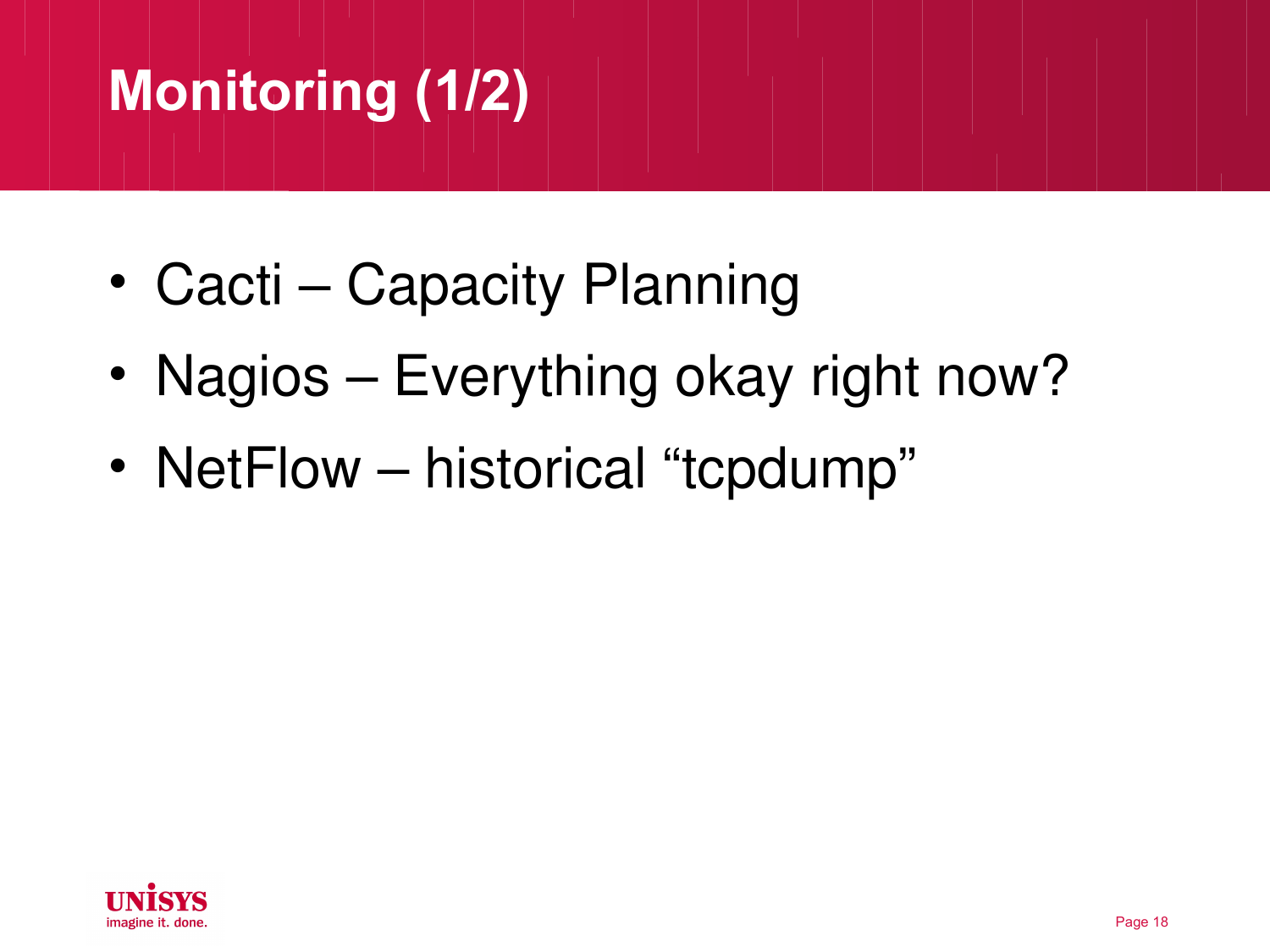# Monitoring (1/2)

- Cacti – Capacity Planning
- Nagios – Everything okay right now?
- NetFlow – historical “tcpdump”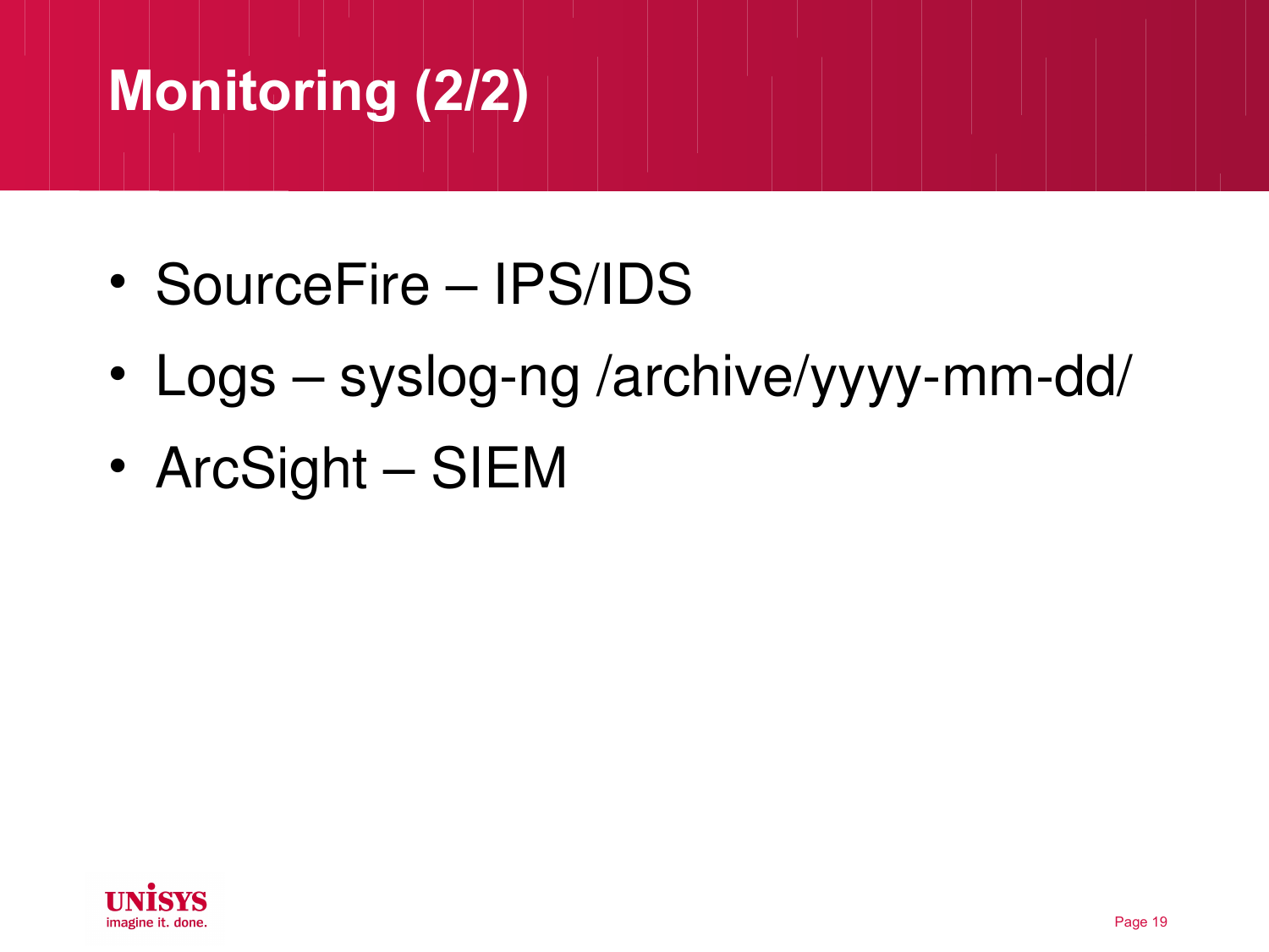# Monitoring (2/2)

- SourceFire – IPS/IDS
- Logs – syslog-ng /archive/yyyy-mm-dd/
- ArcSight – SIEM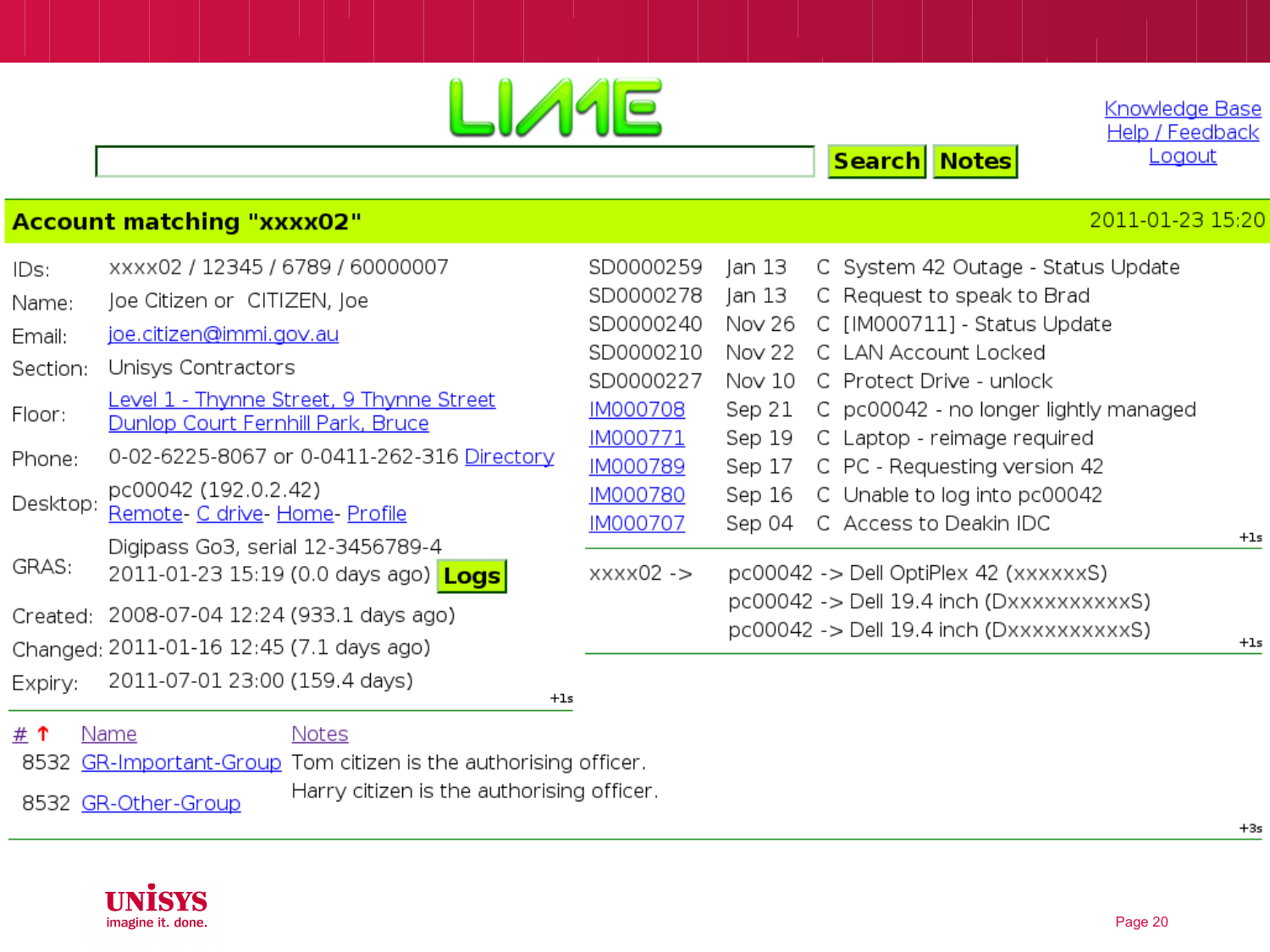LIME

Search | Notes

Knowledge Base
Help / Feedback
Logout

## Account matching "xxxx02"

2011-01-23 15:20

| | |
|---|---|
| IDs: | xxxx02 / 12345 / 6789 / 60000007 |
| Name: | Joe Citizen or CITIZEN, Joe |
| Email: | joe.citizen@immi.gov.au |
| Section: | Unisys Contractors |
| Floor: | Level 1 - Thynne Street, 9 Thynne Street Dunlop Court Fernhill Park, Bruce |
| Phone: | 0-02-6225-8067 or 0-0411-262-316 Directory |
| Desktop: | pc00042 (192.0.2.42) Remote- C drive- Home- Profile |
| GRAS: | Digipass Go3, serial 12-3456789-4 2011-01-23 15:19 (0.0 days ago) Logs |
| Created: | 2008-07-04 12:24 (933.1 days ago) |
| Changed: | 2011-01-16 12:45 (7.1 days ago) |
| Expiry: | 2011-07-01 23:00 (159.4 days) |

+1s

| | | | |
|---|---|---|---|
| SD0000259 | Jan 13 | C | System 42 Outage - Status Update |
| SD0000278 | Jan 13 | C | Request to speak to Brad |
| SD0000240 | Nov 26 | C | [IM000711] - Status Update |
| SD0000210 | Nov 22 | C | LAN Account Locked |
| SD0000227 | Nov 10 | C | Protect Drive - unlock |
| IM000708 | Sep 21 | C | pc00042 - no longer lightly managed |
| IM000771 | Sep 19 | C | Laptop - reimage required |
| IM000789 | Sep 17 | C | PC - Requesting version 42 |
| IM000780 | Sep 16 | C | Unable to log into pc00042 |
| IM000707 | Sep 04 | C | Access to Deakin IDC |

+1s

xxxx02 -> pc00042 -> Dell OptiPlex 42 (xxxxxxS)
pc00042 -> Dell 19.4 inch (DxxxxxxxxxxS)
pc00042 -> Dell 19.4 inch (DxxxxxxxxxxS)

+1s

| # ↑ | Name | Notes |
|---|---|---|
| 8532 | GR-Important-Group | Tom citizen is the authorising officer. |
| 8532 | GR-Other-Group | Harry citizen is the authorising officer. |

+3s

UNISYS
imagine it. done.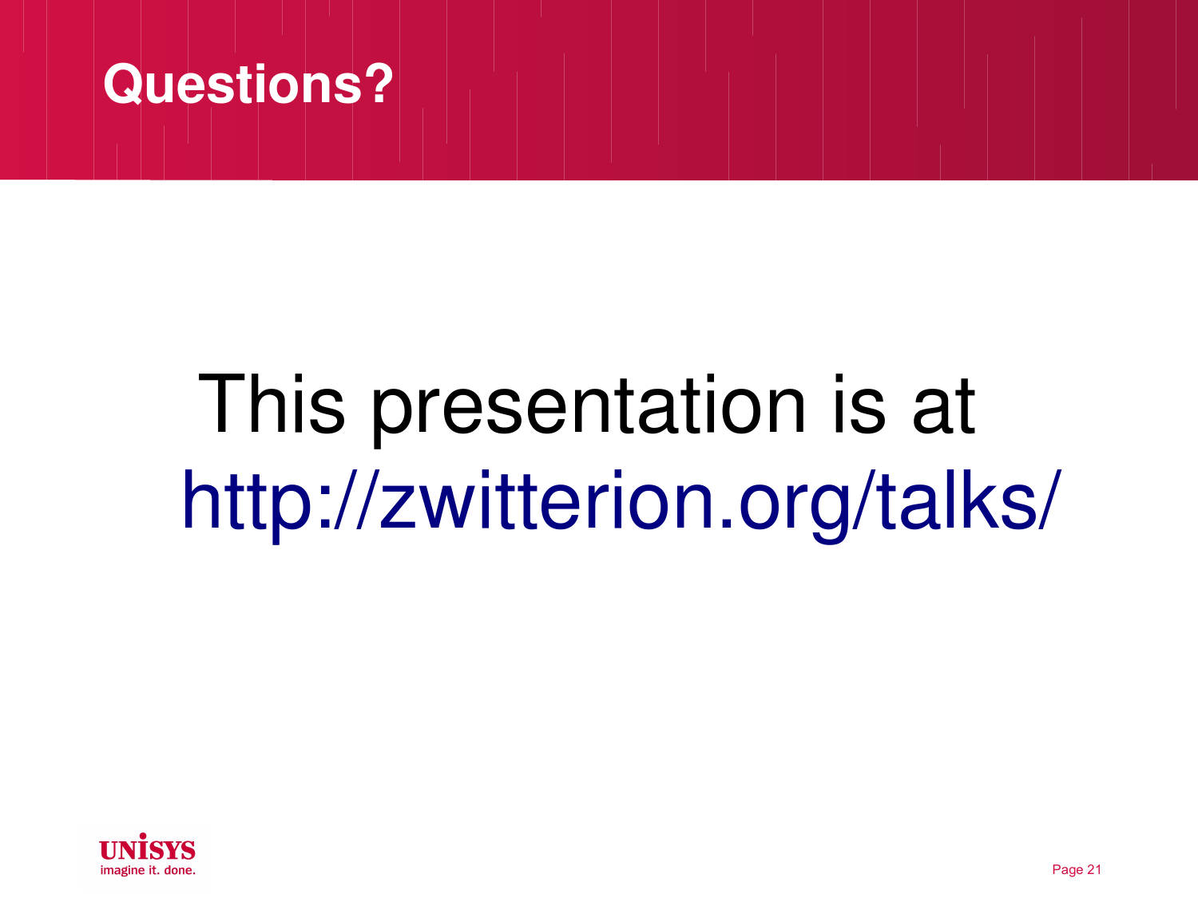# Questions?

This presentation is at http://zwitterion.org/talks/